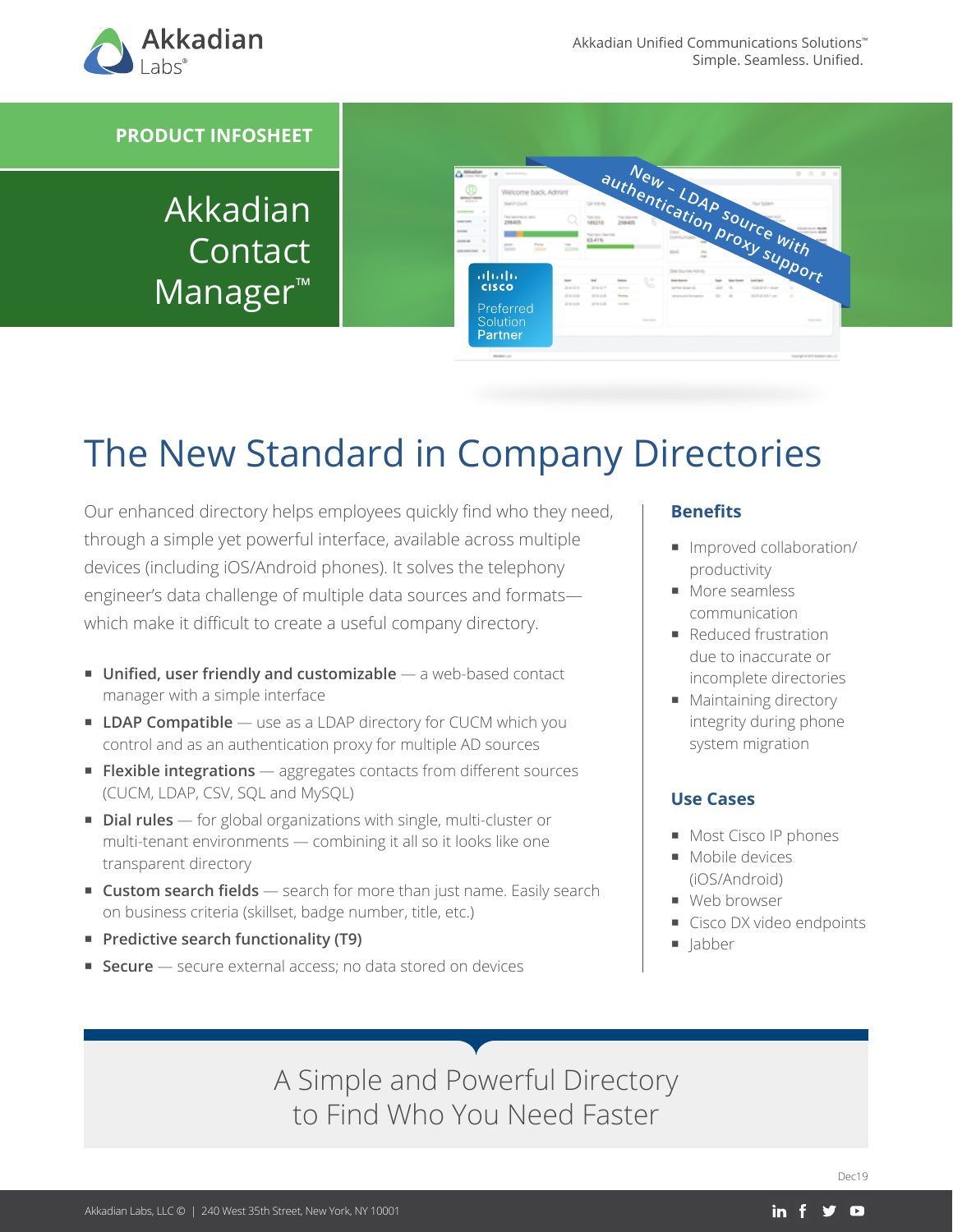Akkadian Labs®

Akkadian Unified Communications Solutions™
Simple. Seamless. Unified.

PRODUCT INFOSHEET

# Akkadian Contact Manager™

New – LDAP source with authentication proxy support

Cisco Preferred Solution Partner

## The New Standard in Company Directories

Our enhanced directory helps employees quickly find who they need, through a simple yet powerful interface, available across multiple devices (including iOS/Android phones). It solves the telephony engineer's data challenge of multiple data sources and formats—which make it difficult to create a useful company directory.

- **Unified, user friendly and customizable** — a web-based contact manager with a simple interface
- **LDAP Compatible** — use as a LDAP directory for CUCM which you control and as an authentication proxy for multiple AD sources
- **Flexible integrations** — aggregates contacts from different sources (CUCM, LDAP, CSV, SQL and MySQL)
- **Dial rules** — for global organizations with single, multi-cluster or multi-tenant environments — combining it all so it looks like one transparent directory
- **Custom search fields** — search for more than just name. Easily search on business criteria (skillset, badge number, title, etc.)
- **Predictive search functionality (T9)**
- **Secure** — secure external access; no data stored on devices

### Benefits

- Improved collaboration/productivity
- More seamless communication
- Reduced frustration due to inaccurate or incomplete directories
- Maintaining directory integrity during phone system migration

### Use Cases

- Most Cisco IP phones
- Mobile devices (iOS/Android)
- Web browser
- Cisco DX video endpoints
- Jabber

A Simple and Powerful Directory to Find Who You Need Faster

Dec19

Akkadian Labs, LLC © | 240 West 35th Street, New York, NY 10001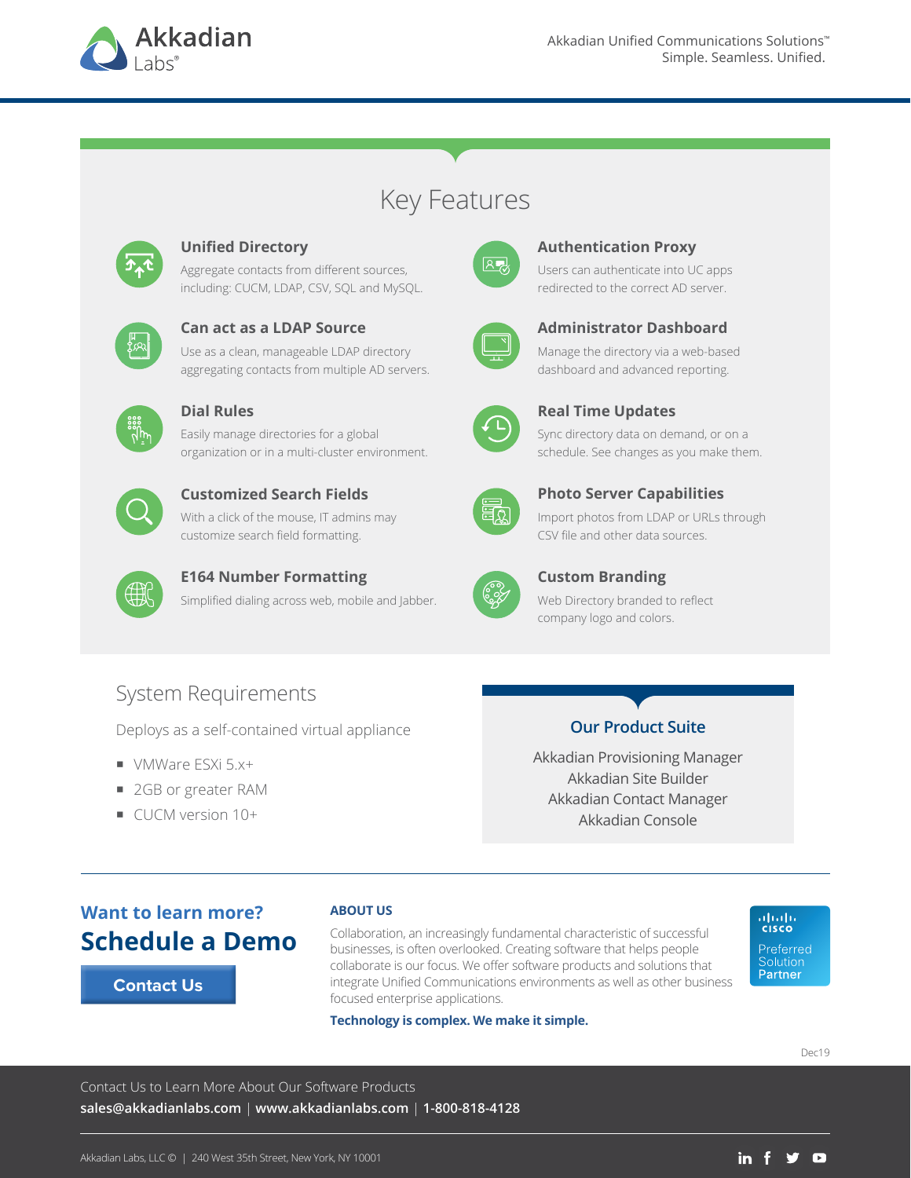# Key Features

### Unified Directory

Aggregate contacts from different sources, including: CUCM, LDAP, CSV, SQL and MySQL.

### Can act as a LDAP Source

Use as a clean, manageable LDAP directory aggregating contacts from multiple AD servers.

### Dial Rules

Easily manage directories for a global organization or in a multi-cluster environment.

### Customized Search Fields

With a click of the mouse, IT admins may customize search field formatting.

### E164 Number Formatting

Simplified dialing across web, mobile and Jabber.

### Authentication Proxy

Users can authenticate into UC apps redirected to the correct AD server.

### Administrator Dashboard

Manage the directory via a web-based dashboard and advanced reporting.

### Real Time Updates

Sync directory data on demand, or on a schedule. See changes as you make them.

### Photo Server Capabilities

Import photos from LDAP or URLs through CSV file and other data sources.

### Custom Branding

Web Directory branded to reflect company logo and colors.

## System Requirements

Deploys as a self-contained virtual appliance

- VMWare ESXi 5.x+
- 2GB or greater RAM
- CUCM version 10+

## Our Product Suite

Akkadian Provisioning Manager
Akkadian Site Builder
Akkadian Contact Manager
Akkadian Console

## Want to learn more?

## Schedule a Demo

Contact Us

### ABOUT US

Collaboration, an increasingly fundamental characteristic of successful businesses, is often overlooked. Creating software that helps people collaborate is our focus. We offer software products and solutions that integrate Unified Communications environments as well as other business focused enterprise applications.

**Technology is complex. We make it simple.**

Cisco Preferred Solution Partner

Dec19

Contact Us to Learn More About Our Software Products
**sales@akkadianlabs.com** | **www.akkadianlabs.com** | **1-800-818-4128**

Akkadian Labs, LLC © | 240 West 35th Street, New York, NY 10001